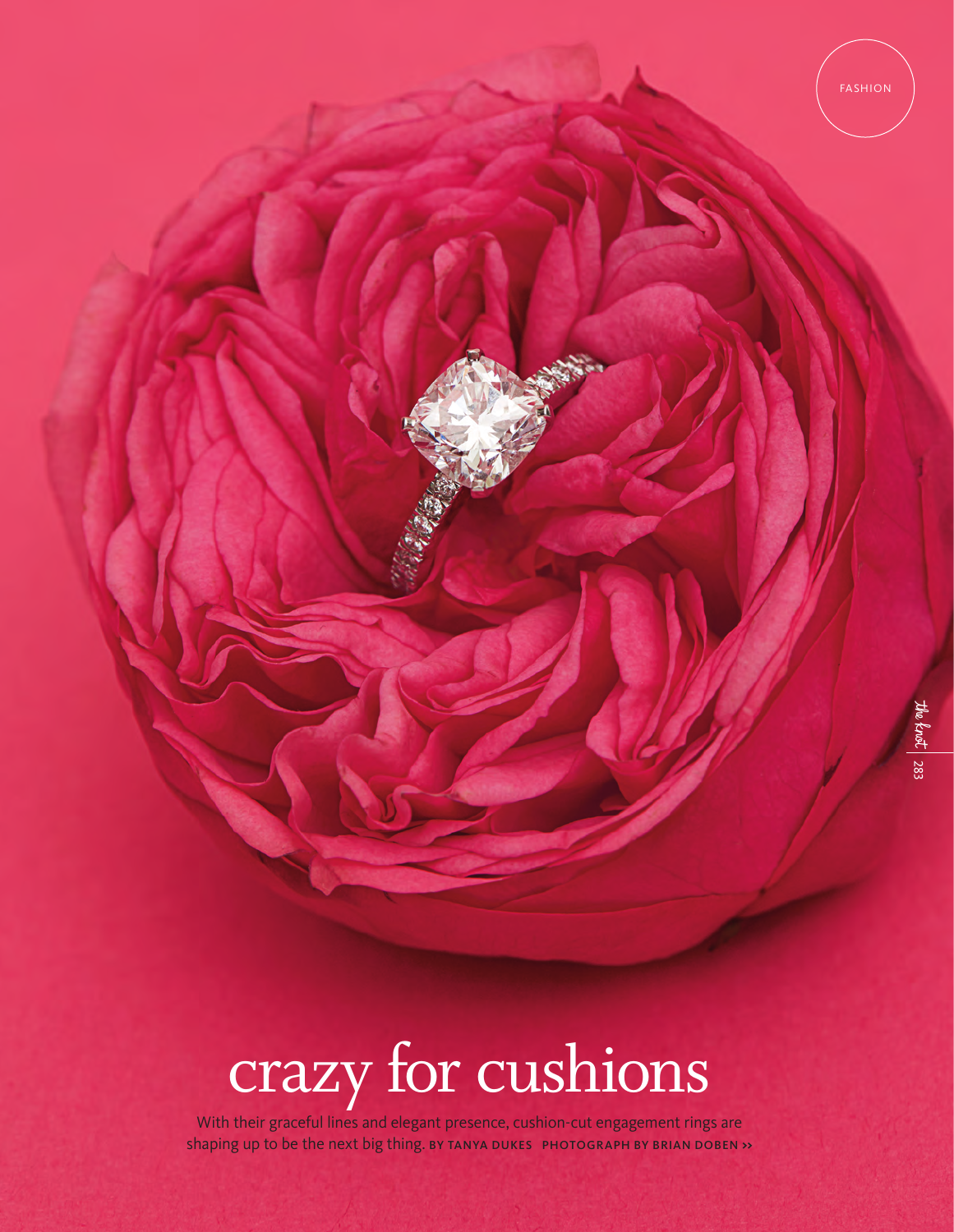FASHION

# crazy for cushions

With their graceful lines and elegant presence, cushion-cut engagement rings are shaping up to be the next big thing. BY TANYA DUKES PHOTOGRAPH BY BRIAN DOBEN >>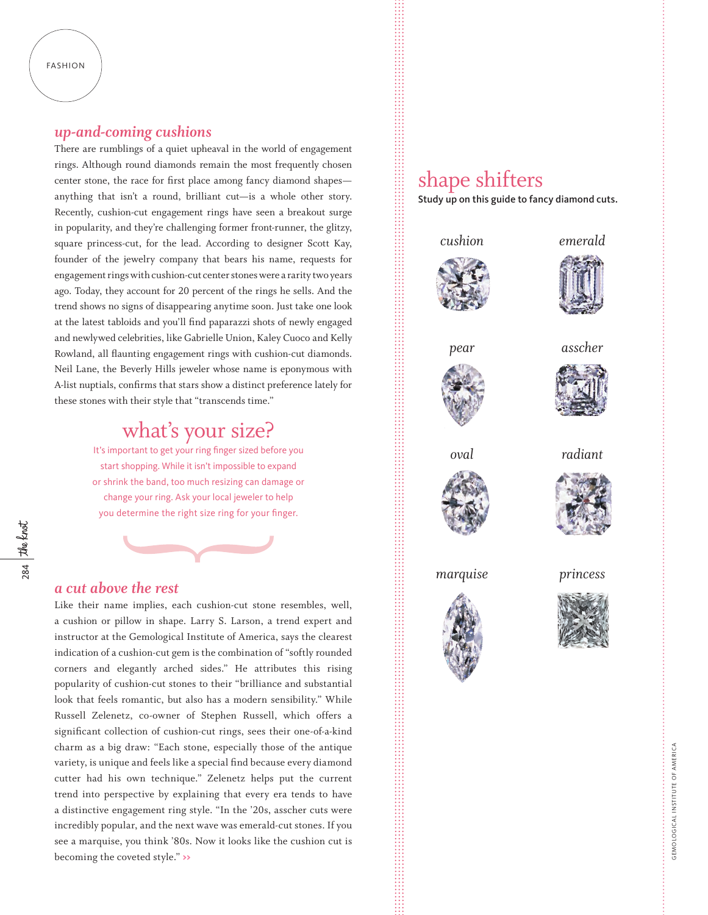## *up-and-coming cushions*

There are rumblings of a quiet upheaval in the world of engagement rings. Although round diamonds remain the most frequently chosen center stone, the race for first place among fancy diamond shapes—anything that isn't a round, brilliant cut—is a whole other story. Recently, cushion-cut engagement rings have seen a breakout surge in popularity, and they're challenging former front-runner, the glitzy, square princess-cut, for the lead. According to designer Scott Kay, founder of the jewelry company that bears his name, requests for engagement rings with cushion-cut center stones were a rarity two years ago. Today, they account for 20 percent of the rings he sells. And the trend shows no signs of disappearing anytime soon. Just take one look at the latest tabloids and you'll find paparazzi shots of newly engaged and newlywed celebrities, like Gabrielle Union, Kaley Cuoco and Kelly Rowland, all flaunting engagement rings with cushion-cut diamonds. Neil Lane, the Beverly Hills jeweler whose name is eponymous with A-list nuptials, confirms that stars show a distinct preference lately for these stones with their style that "transcends time."

## what's your size?

It's important to get your ring finger sized before you start shopping. While it isn't impossible to expand or shrink the band, too much resizing can damage or change your ring. Ask your local jeweler to help you determine the right size ring for your finger.

## *a cut above the rest*

Like their name implies, each cushion-cut stone resembles, well, a cushion or pillow in shape. Larry S. Larson, a trend expert and instructor at the Gemological Institute of America, says the clearest indication of a cushion-cut gem is the combination of "softly rounded corners and elegantly arched sides." He attributes this rising popularity of cushion-cut stones to their "brilliance and substantial look that feels romantic, but also has a modern sensibility." While Russell Zelenetz, co-owner of Stephen Russell, which offers a significant collection of cushion-cut rings, sees their one-of-a-kind charm as a big draw: "Each stone, especially those of the antique variety, is unique and feels like a special find because every diamond cutter had his own technique." Zelenetz helps put the current trend into perspective by explaining that every era tends to have a distinctive engagement ring style. "In the '20s, asscher cuts were incredibly popular, and the next wave was emerald-cut stones. If you see a marquise, you think '80s. Now it looks like the cushion cut is becoming the coveted style." ››

## shape shifters

**Study up on this guide to fancy diamond cuts.**

*cushion*

*emerald*

*pear*

*asscher*

*oval*

*radiant*

*marquise*

*princess*

GEMOLOGICAL INSTITUTE OF AMERICA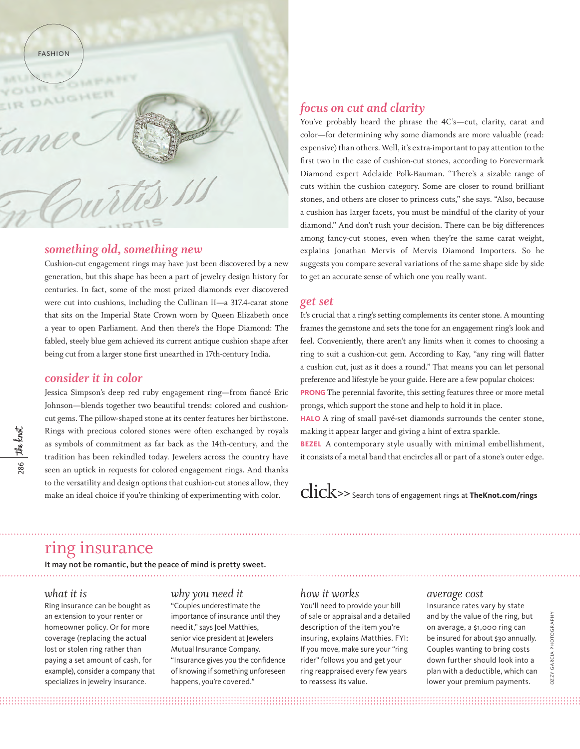FASHION

## something old, something new

Cushion-cut engagement rings may have just been discovered by a new generation, but this shape has been a part of jewelry design history for centuries. In fact, some of the most prized diamonds ever discovered were cut into cushions, including the Cullinan II—a 317.4-carat stone that sits on the Imperial State Crown worn by Queen Elizabeth once a year to open Parliament. And then there's the Hope Diamond: The fabled, steely blue gem achieved its current antique cushion shape after being cut from a larger stone first unearthed in 17th-century India.

## consider it in color

Jessica Simpson's deep red ruby engagement ring—from fiancé Eric Johnson—blends together two beautiful trends: colored and cushion-cut gems. The pillow-shaped stone at its center features her birthstone. Rings with precious colored stones were often exchanged by royals as symbols of commitment as far back as the 14th-century, and the tradition has been rekindled today. Jewelers across the country have seen an uptick in requests for colored engagement rings. And thanks to the versatility and design options that cushion-cut stones allow, they make an ideal choice if you're thinking of experimenting with color.

## focus on cut and clarity

You've probably heard the phrase the 4C's—cut, clarity, carat and color—for determining why some diamonds are more valuable (read: expensive) than others. Well, it's extra-important to pay attention to the first two in the case of cushion-cut stones, according to Forevermark Diamond expert Adelaide Polk-Bauman. "There's a sizable range of cuts within the cushion category. Some are closer to round brilliant stones, and others are closer to princess cuts," she says. "Also, because a cushion has larger facets, you must be mindful of the clarity of your diamond." And don't rush your decision. There can be big differences among fancy-cut stones, even when they're the same carat weight, explains Jonathan Mervis of Mervis Diamond Importers. So he suggests you compare several variations of the same shape side by side to get an accurate sense of which one you really want.

## get set

It's crucial that a ring's setting complements its center stone. A mounting frames the gemstone and sets the tone for an engagement ring's look and feel. Conveniently, there aren't any limits when it comes to choosing a ring to suit a cushion-cut gem. According to Kay, "any ring will flatter a cushion cut, just as it does a round." That means you can let personal preference and lifestyle be your guide. Here are a few popular choices:

**PRONG** The perennial favorite, this setting features three or more metal prongs, which support the stone and help to hold it in place.

**HALO** A ring of small pavé-set diamonds surrounds the center stone, making it appear larger and giving a hint of extra sparkle.

**BEZEL** A contemporary style usually with minimal embellishment, it consists of a metal band that encircles all or part of a stone's outer edge.

click>> Search tons of engagement rings at **TheKnot.com/rings**

## ring insurance

**It may not be romantic, but the peace of mind is pretty sweet.**

### what it is

Ring insurance can be bought as an extension to your renter or homeowner policy. Or for more coverage (replacing the actual lost or stolen ring rather than paying a set amount of cash, for example), consider a company that specializes in jewelry insurance.

### why you need it

"Couples underestimate the importance of insurance until they need it," says Joel Matthies, senior vice president at Jewelers Mutual Insurance Company. "Insurance gives you the confidence of knowing if something unforeseen happens, you're covered."

### how it works

You'll need to provide your bill of sale or appraisal and a detailed description of the item you're insuring, explains Matthies. FYI: If you move, make sure your "ring rider" follows you and get your ring reappraised every few years to reassess its value.

### average cost

Insurance rates vary by state and by the value of the ring, but on average, a $1,000 ring can be insured for about $30 annually. Couples wanting to bring costs down further should look into a plan with a deductible, which can lower your premium payments.

OZZY GARCIA PHOTOGRAPHY